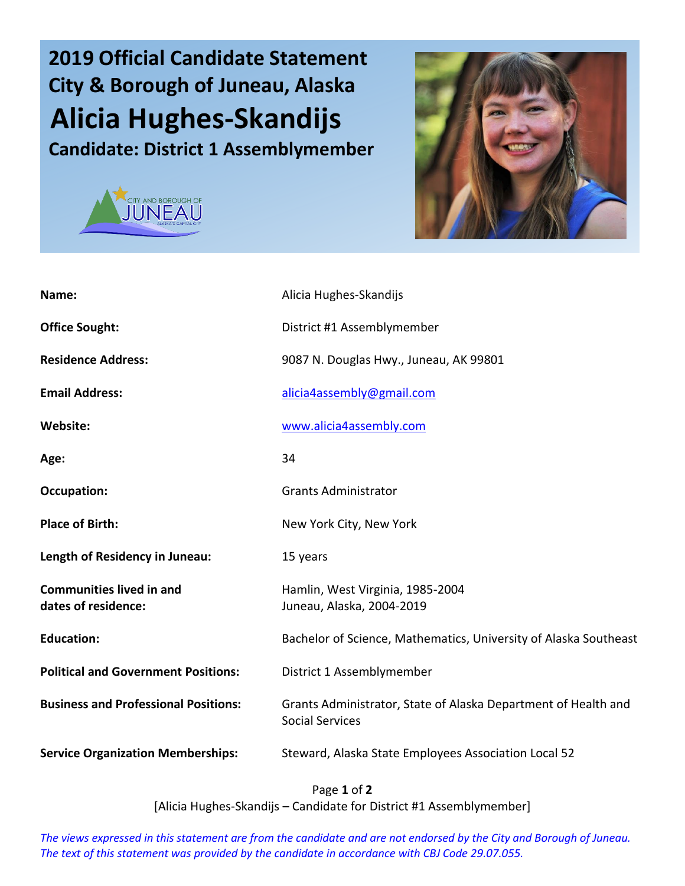# 2019 Official Candidate Statement

## City & Borough of Juneau, Alaska

# Alicia Hughes-Skandijs

## Candidate: District 1 Assemblymember

| | |
|---|---|
| **Name:** | Alicia Hughes-Skandijs |
| **Office Sought:** | District #1 Assemblymember |
| **Residence Address:** | 9087 N. Douglas Hwy., Juneau, AK 99801 |
| **Email Address:** | alicia4assembly@gmail.com |
| **Website:** | www.alicia4assembly.com |
| **Age:** | 34 |
| **Occupation:** | Grants Administrator |
| **Place of Birth:** | New York City, New York |
| **Length of Residency in Juneau:** | 15 years |
| **Communities lived in and dates of residence:** | Hamlin, West Virginia, 1985-2004<br>Juneau, Alaska, 2004-2019 |
| **Education:** | Bachelor of Science, Mathematics, University of Alaska Southeast |
| **Political and Government Positions:** | District 1 Assemblymember |
| **Business and Professional Positions:** | Grants Administrator, State of Alaska Department of Health and Social Services |
| **Service Organization Memberships:** | Steward, Alaska State Employees Association Local 52 |

[Alicia Hughes-Skandijs – Candidate for District #1 Assemblymember]

*The views expressed in this statement are from the candidate and are not endorsed by the City and Borough of Juneau. The text of this statement was provided by the candidate in accordance with CBJ Code 29.07.055.*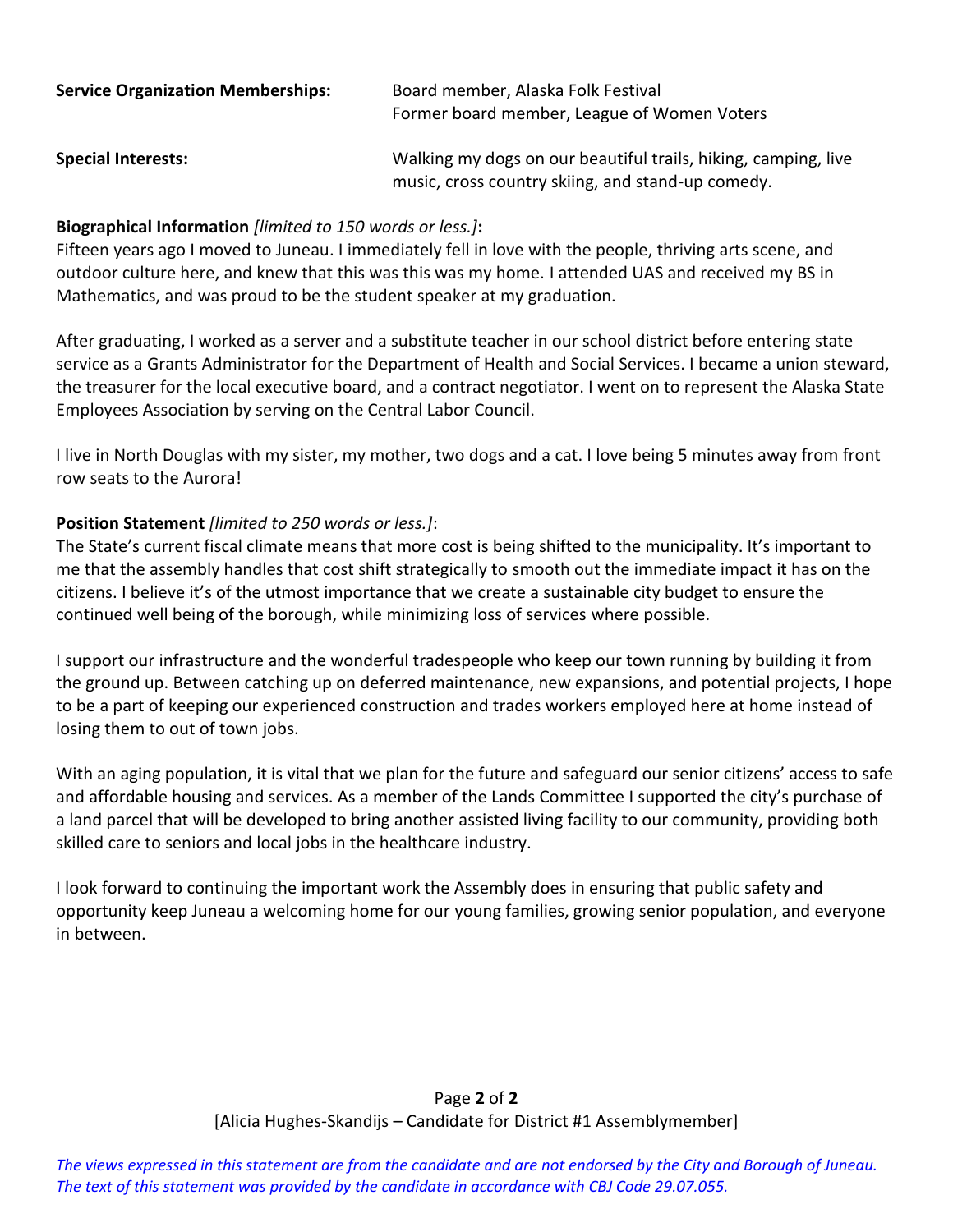| | |
|---|---|
| **Service Organization Memberships:** | Board member, Alaska Folk Festival<br>Former board member, League of Women Voters |
| **Special Interests:** | Walking my dogs on our beautiful trails, hiking, camping, live music, cross country skiing, and stand-up comedy. |

**Biographical Information** *[limited to 150 words or less.]***:**

Fifteen years ago I moved to Juneau. I immediately fell in love with the people, thriving arts scene, and outdoor culture here, and knew that this was this was my home. I attended UAS and received my BS in Mathematics, and was proud to be the student speaker at my graduation.

After graduating, I worked as a server and a substitute teacher in our school district before entering state service as a Grants Administrator for the Department of Health and Social Services. I became a union steward, the treasurer for the local executive board, and a contract negotiator. I went on to represent the Alaska State Employees Association by serving on the Central Labor Council.

I live in North Douglas with my sister, my mother, two dogs and a cat. I love being 5 minutes away from front row seats to the Aurora!

**Position Statement** *[limited to 250 words or less.]*:

The State's current fiscal climate means that more cost is being shifted to the municipality. It's important to me that the assembly handles that cost shift strategically to smooth out the immediate impact it has on the citizens. I believe it's of the utmost importance that we create a sustainable city budget to ensure the continued well being of the borough, while minimizing loss of services where possible.

I support our infrastructure and the wonderful tradespeople who keep our town running by building it from the ground up. Between catching up on deferred maintenance, new expansions, and potential projects, I hope to be a part of keeping our experienced construction and trades workers employed here at home instead of losing them to out of town jobs.

With an aging population, it is vital that we plan for the future and safeguard our senior citizens' access to safe and affordable housing and services. As a member of the Lands Committee I supported the city's purchase of a land parcel that will be developed to bring another assisted living facility to our community, providing both skilled care to seniors and local jobs in the healthcare industry.

I look forward to continuing the important work the Assembly does in ensuring that public safety and opportunity keep Juneau a welcoming home for our young families, growing senior population, and everyone in between.

[Alicia Hughes-Skandijs – Candidate for District #1 Assemblymember]

*The views expressed in this statement are from the candidate and are not endorsed by the City and Borough of Juneau. The text of this statement was provided by the candidate in accordance with CBJ Code 29.07.055.*